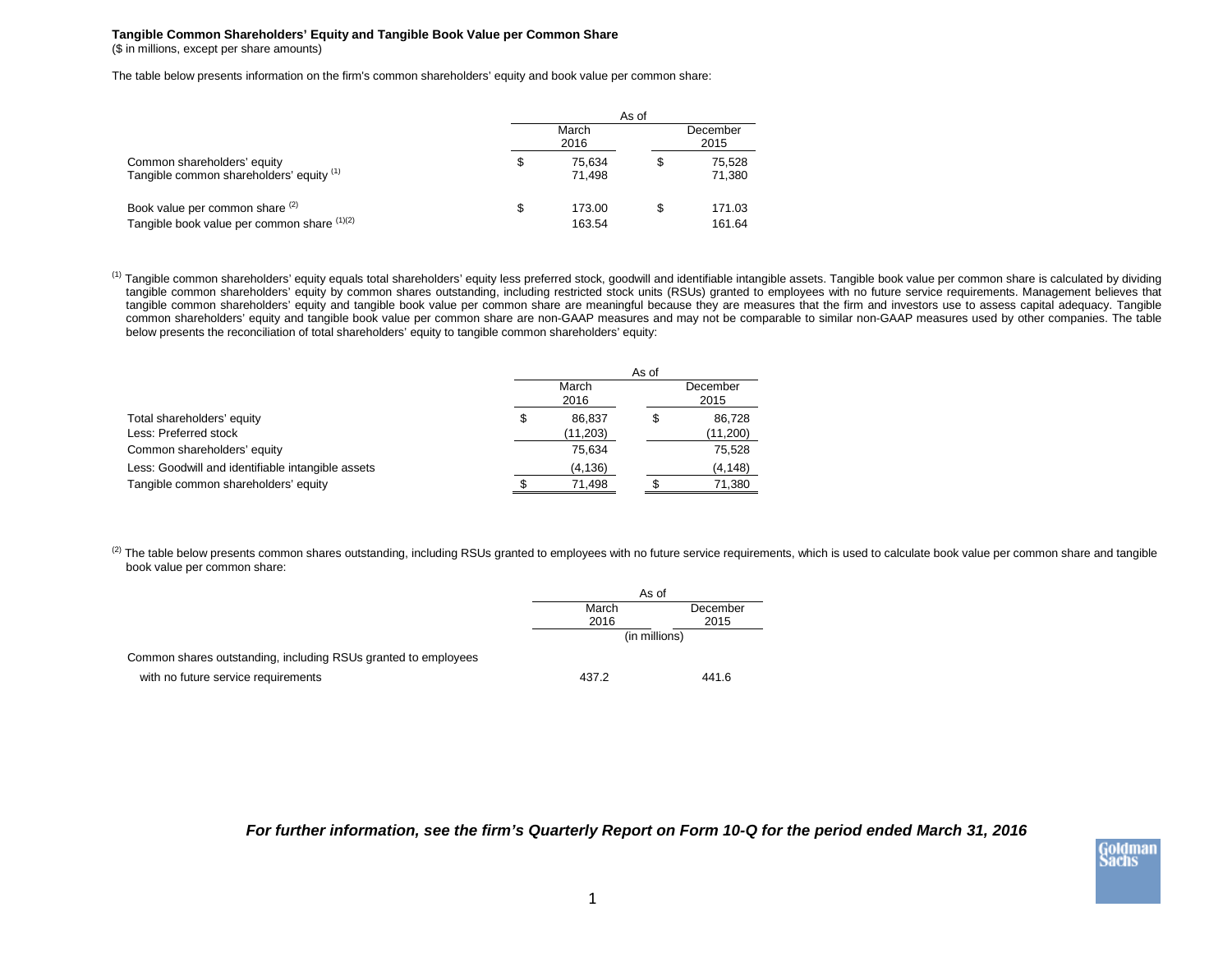**Tangible Common Shareholders' Equity and Tangible Book Value per Common Share**
($ in millions, except per share amounts)

The table below presents information on the firm's common shareholders' equity and book value per common share:

| | As of | |
|---|---|---|
| | March 2016 | December 2015 |
| Common shareholders' equity | $ 75,634 | $ 75,528 |
| Tangible common shareholders' equity [(1)] | 71,498 | 71,380 |
| Book value per common share [(2)] | $ 173.00 | $ 171.03 |
| Tangible book value per common share [(1)(2)] | 163.54 | 161.64 |

[(1)] Tangible common shareholders' equity equals total shareholders' equity less preferred stock, goodwill and identifiable intangible assets. Tangible book value per common share is calculated by dividing tangible common shareholders' equity by common shares outstanding, including restricted stock units (RSUs) granted to employees with no future service requirements. Management believes that tangible common shareholders' equity and tangible book value per common share are meaningful because they are measures that the firm and investors use to assess capital adequacy. Tangible common shareholders' equity and tangible book value per common share are non-GAAP measures and may not be comparable to similar non-GAAP measures used by other companies. The table below presents the reconciliation of total shareholders' equity to tangible common shareholders' equity:

| | As of | |
|---|---|---|
| | March 2016 | December 2015 |
| Total shareholders' equity | $ 86,837 | $ 86,728 |
| Less: Preferred stock | (11,203) | (11,200) |
| Common shareholders' equity | 75,634 | 75,528 |
| Less: Goodwill and identifiable intangible assets | (4,136) | (4,148) |
| Tangible common shareholders' equity | $ 71,498 | $ 71,380 |

[(2)] The table below presents common shares outstanding, including RSUs granted to employees with no future service requirements, which is used to calculate book value per common share and tangible book value per common share:

| | As of | |
|---|---|---|
| | March 2016 | December 2015 |
| | (in millions) | |
| Common shares outstanding, including RSUs granted to employees with no future service requirements | 437.2 | 441.6 |

***For further information, see the firm's Quarterly Report on Form 10-Q for the period ended March 31, 2016***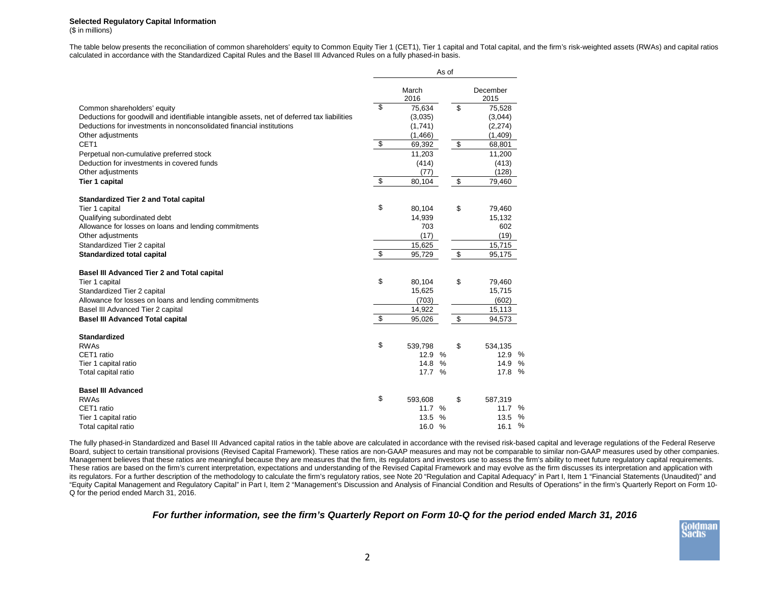**Selected Regulatory Capital Information**
($ in millions)

The table below presents the reconciliation of common shareholders' equity to Common Equity Tier 1 (CET1), Tier 1 capital and Total capital, and the firm's risk-weighted assets (RWAs) and capital ratios calculated in accordance with the Standardized Capital Rules and the Basel III Advanced Rules on a fully phased-in basis.

| | As of | |
|---|---|---|
| | March 2016 | December 2015 |
| Common shareholders' equity | $ 75,634 | $ 75,528 |
| Deductions for goodwill and identifiable intangible assets, net of deferred tax liabilities | (3,035) | (3,044) |
| Deductions for investments in nonconsolidated financial institutions | (1,741) | (2,274) |
| Other adjustments | (1,466) | (1,409) |
| CET1 | $ 69,392 | $ 68,801 |
| Perpetual non-cumulative preferred stock | 11,203 | 11,200 |
| Deduction for investments in covered funds | (414) | (413) |
| Other adjustments | (77) | (128) |
| **Tier 1 capital** | $ 80,104 | $ 79,460 |
| **Standardized Tier 2 and Total capital** | | |
| Tier 1 capital | $ 80,104 | $ 79,460 |
| Qualifying subordinated debt | 14,939 | 15,132 |
| Allowance for losses on loans and lending commitments | 703 | 602 |
| Other adjustments | (17) | (19) |
| Standardized Tier 2 capital | 15,625 | 15,715 |
| **Standardized total capital** | $ 95,729 | $ 95,175 |
| **Basel III Advanced Tier 2 and Total capital** | | |
| Tier 1 capital | $ 80,104 | $ 79,460 |
| Standardized Tier 2 capital | 15,625 | 15,715 |
| Allowance for losses on loans and lending commitments | (703) | (602) |
| Basel III Advanced Tier 2 capital | 14,922 | 15,113 |
| **Basel III Advanced Total capital** | $ 95,026 | $ 94,573 |
| **Standardized** | | |
| RWAs | $ 539,798 | $ 534,135 |
| CET1 ratio | 12.9 % | 12.9 % |
| Tier 1 capital ratio | 14.8 % | 14.9 % |
| Total capital ratio | 17.7 % | 17.8 % |
| **Basel III Advanced** | | |
| RWAs | $ 593,608 | $ 587,319 |
| CET1 ratio | 11.7 % | 11.7 % |
| Tier 1 capital ratio | 13.5 % | 13.5 % |
| Total capital ratio | 16.0 % | 16.1 % |

The fully phased-in Standardized and Basel III Advanced capital ratios in the table above are calculated in accordance with the revised risk-based capital and leverage regulations of the Federal Reserve Board, subject to certain transitional provisions (Revised Capital Framework). These ratios are non-GAAP measures and may not be comparable to similar non-GAAP measures used by other companies. Management believes that these ratios are meaningful because they are measures that the firm, its regulators and investors use to assess the firm's ability to meet future regulatory capital requirements. These ratios are based on the firm's current interpretation, expectations and understanding of the Revised Capital Framework and may evolve as the firm discusses its interpretation and application with its regulators. For a further description of the methodology to calculate the firm's regulatory ratios, see Note 20 "Regulation and Capital Adequacy" in Part I, Item 1 "Financial Statements (Unaudited)" and "Equity Capital Management and Regulatory Capital" in Part I, Item 2 "Management's Discussion and Analysis of Financial Condition and Results of Operations" in the firm's Quarterly Report on Form 10-Q for the period ended March 31, 2016.

***For further information, see the firm's Quarterly Report on Form 10-Q for the period ended March 31, 2016***